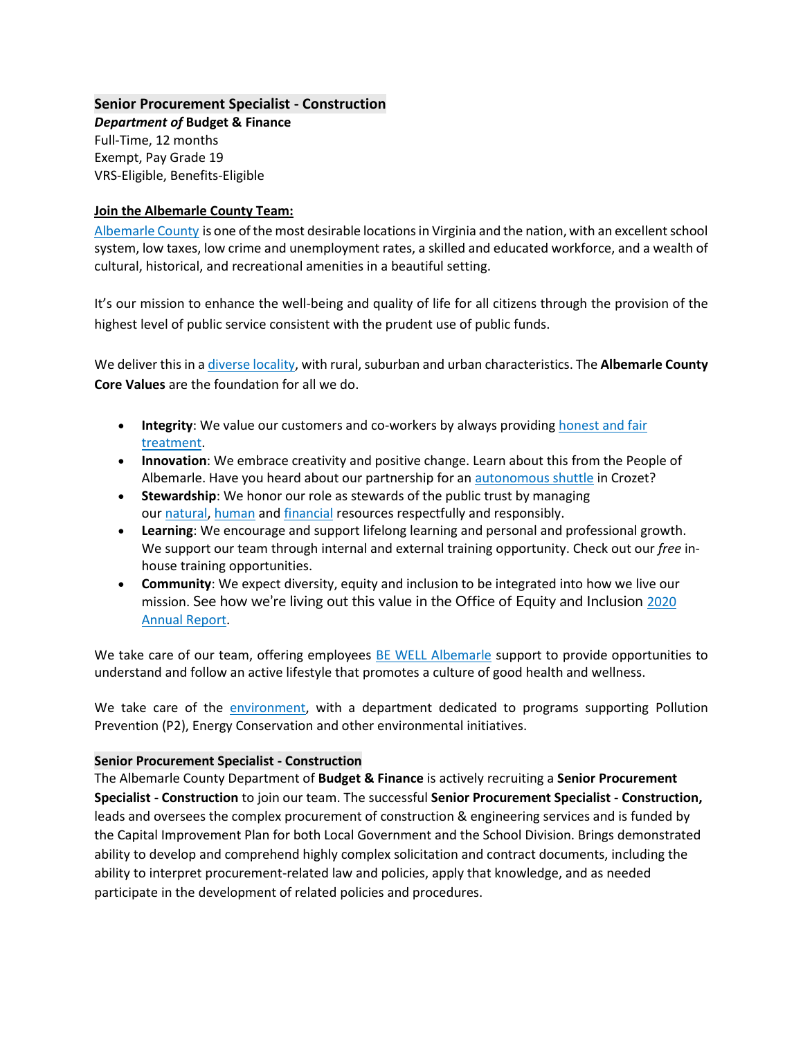## Senior Procurement Specialist - Construction

***Department of* Budget & Finance**
Full-Time, 12 months
Exempt, Pay Grade 19
VRS-Eligible, Benefits-Eligible

**Join the Albemarle County Team:**

Albemarle County is one of the most desirable locations in Virginia and the nation, with an excellent school system, low taxes, low crime and unemployment rates, a skilled and educated workforce, and a wealth of cultural, historical, and recreational amenities in a beautiful setting.

It's our mission to enhance the well-being and quality of life for all citizens through the provision of the highest level of public service consistent with the prudent use of public funds.

We deliver this in a diverse locality, with rural, suburban and urban characteristics. The **Albemarle County Core Values** are the foundation for all we do.

- **Integrity**: We value our customers and co-workers by always providing honest and fair treatment.
- **Innovation**: We embrace creativity and positive change. Learn about this from the People of Albemarle. Have you heard about our partnership for an autonomous shuttle in Crozet?
- **Stewardship**: We honor our role as stewards of the public trust by managing our natural, human and financial resources respectfully and responsibly.
- **Learning**: We encourage and support lifelong learning and personal and professional growth. We support our team through internal and external training opportunity. Check out our *free* in-house training opportunities.
- **Community**: We expect diversity, equity and inclusion to be integrated into how we live our mission. See how we're living out this value in the Office of Equity and Inclusion 2020 Annual Report.

We take care of our team, offering employees BE WELL Albemarle support to provide opportunities to understand and follow an active lifestyle that promotes a culture of good health and wellness.

We take care of the environment, with a department dedicated to programs supporting Pollution Prevention (P2), Energy Conservation and other environmental initiatives.

### Senior Procurement Specialist - Construction

The Albemarle County Department of **Budget & Finance** is actively recruiting a **Senior Procurement Specialist - Construction** to join our team. The successful **Senior Procurement Specialist - Construction,** leads and oversees the complex procurement of construction & engineering services and is funded by the Capital Improvement Plan for both Local Government and the School Division. Brings demonstrated ability to develop and comprehend highly complex solicitation and contract documents, including the ability to interpret procurement-related law and policies, apply that knowledge, and as needed participate in the development of related policies and procedures.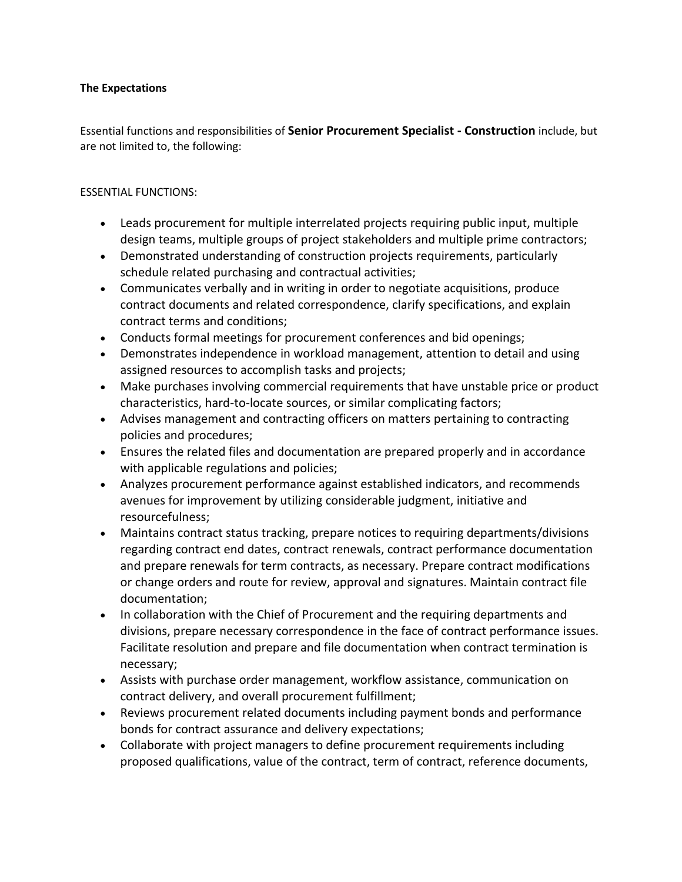**The Expectations**

Essential functions and responsibilities of **Senior Procurement Specialist - Construction** include, but are not limited to, the following:

ESSENTIAL FUNCTIONS:

- Leads procurement for multiple interrelated projects requiring public input, multiple design teams, multiple groups of project stakeholders and multiple prime contractors;
- Demonstrated understanding of construction projects requirements, particularly schedule related purchasing and contractual activities;
- Communicates verbally and in writing in order to negotiate acquisitions, produce contract documents and related correspondence, clarify specifications, and explain contract terms and conditions;
- Conducts formal meetings for procurement conferences and bid openings;
- Demonstrates independence in workload management, attention to detail and using assigned resources to accomplish tasks and projects;
- Make purchases involving commercial requirements that have unstable price or product characteristics, hard-to-locate sources, or similar complicating factors;
- Advises management and contracting officers on matters pertaining to contracting policies and procedures;
- Ensures the related files and documentation are prepared properly and in accordance with applicable regulations and policies;
- Analyzes procurement performance against established indicators, and recommends avenues for improvement by utilizing considerable judgment, initiative and resourcefulness;
- Maintains contract status tracking, prepare notices to requiring departments/divisions regarding contract end dates, contract renewals, contract performance documentation and prepare renewals for term contracts, as necessary. Prepare contract modifications or change orders and route for review, approval and signatures. Maintain contract file documentation;
- In collaboration with the Chief of Procurement and the requiring departments and divisions, prepare necessary correspondence in the face of contract performance issues. Facilitate resolution and prepare and file documentation when contract termination is necessary;
- Assists with purchase order management, workflow assistance, communication on contract delivery, and overall procurement fulfillment;
- Reviews procurement related documents including payment bonds and performance bonds for contract assurance and delivery expectations;
- Collaborate with project managers to define procurement requirements including proposed qualifications, value of the contract, term of contract, reference documents,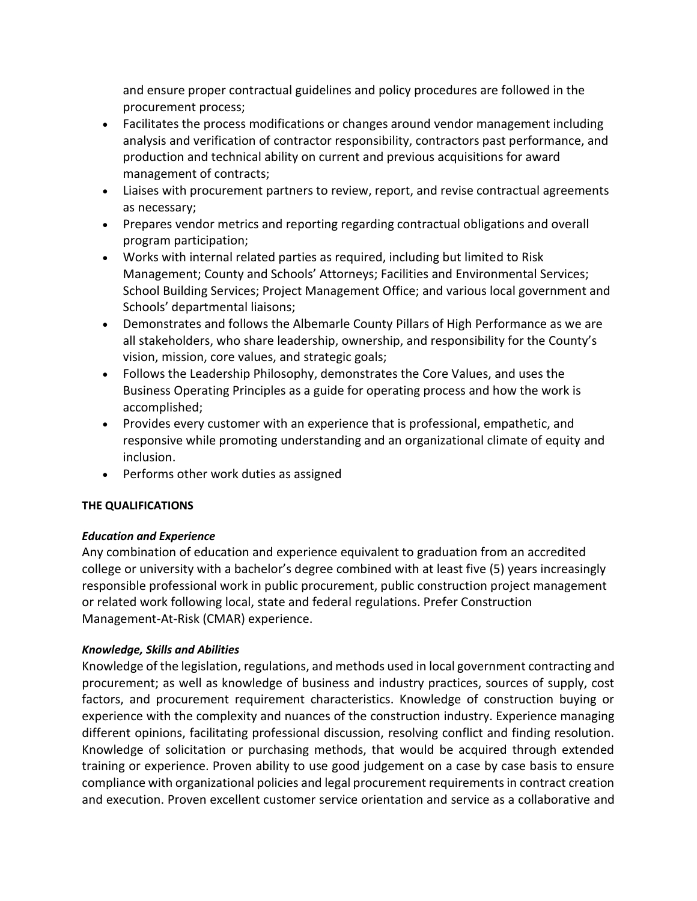and ensure proper contractual guidelines and policy procedures are followed in the procurement process;

- Facilitates the process modifications or changes around vendor management including analysis and verification of contractor responsibility, contractors past performance, and production and technical ability on current and previous acquisitions for award management of contracts;
- Liaises with procurement partners to review, report, and revise contractual agreements as necessary;
- Prepares vendor metrics and reporting regarding contractual obligations and overall program participation;
- Works with internal related parties as required, including but limited to Risk Management; County and Schools' Attorneys; Facilities and Environmental Services; School Building Services; Project Management Office; and various local government and Schools' departmental liaisons;
- Demonstrates and follows the Albemarle County Pillars of High Performance as we are all stakeholders, who share leadership, ownership, and responsibility for the County's vision, mission, core values, and strategic goals;
- Follows the Leadership Philosophy, demonstrates the Core Values, and uses the Business Operating Principles as a guide for operating process and how the work is accomplished;
- Provides every customer with an experience that is professional, empathetic, and responsive while promoting understanding and an organizational climate of equity and inclusion.
- Performs other work duties as assigned

**THE QUALIFICATIONS**

***Education and Experience***

Any combination of education and experience equivalent to graduation from an accredited college or university with a bachelor's degree combined with at least five (5) years increasingly responsible professional work in public procurement, public construction project management or related work following local, state and federal regulations. Prefer Construction Management-At-Risk (CMAR) experience.

***Knowledge, Skills and Abilities***

Knowledge of the legislation, regulations, and methods used in local government contracting and procurement; as well as knowledge of business and industry practices, sources of supply, cost factors, and procurement requirement characteristics. Knowledge of construction buying or experience with the complexity and nuances of the construction industry. Experience managing different opinions, facilitating professional discussion, resolving conflict and finding resolution. Knowledge of solicitation or purchasing methods, that would be acquired through extended training or experience. Proven ability to use good judgement on a case by case basis to ensure compliance with organizational policies and legal procurement requirements in contract creation and execution. Proven excellent customer service orientation and service as a collaborative and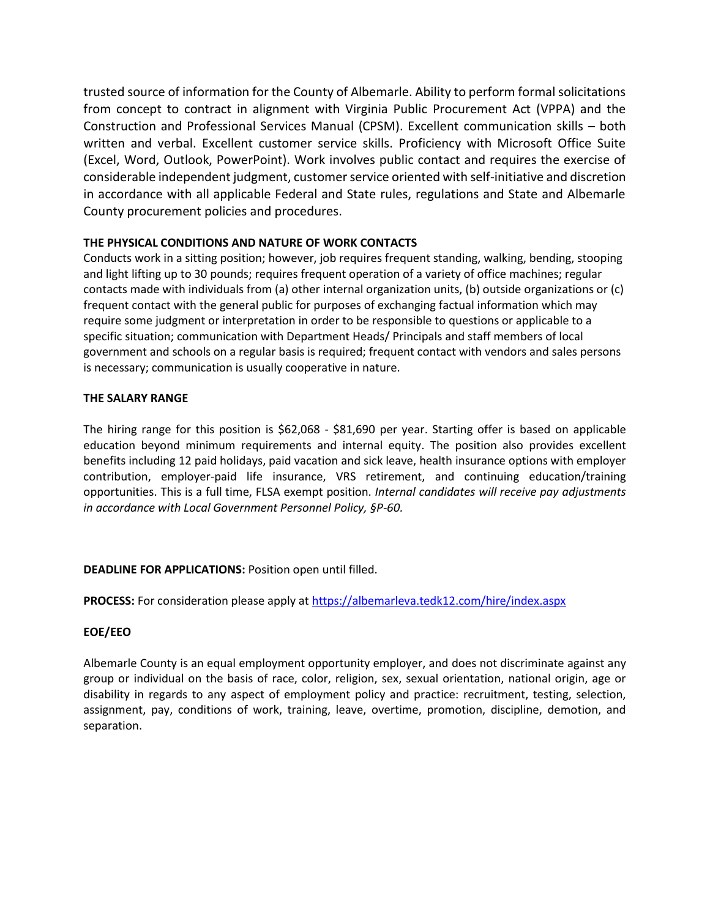trusted source of information for the County of Albemarle. Ability to perform formal solicitations from concept to contract in alignment with Virginia Public Procurement Act (VPPA) and the Construction and Professional Services Manual (CPSM). Excellent communication skills – both written and verbal. Excellent customer service skills. Proficiency with Microsoft Office Suite (Excel, Word, Outlook, PowerPoint). Work involves public contact and requires the exercise of considerable independent judgment, customer service oriented with self-initiative and discretion in accordance with all applicable Federal and State rules, regulations and State and Albemarle County procurement policies and procedures.

**THE PHYSICAL CONDITIONS AND NATURE OF WORK CONTACTS**

Conducts work in a sitting position; however, job requires frequent standing, walking, bending, stooping and light lifting up to 30 pounds; requires frequent operation of a variety of office machines; regular contacts made with individuals from (a) other internal organization units, (b) outside organizations or (c) frequent contact with the general public for purposes of exchanging factual information which may require some judgment or interpretation in order to be responsible to questions or applicable to a specific situation; communication with Department Heads/ Principals and staff members of local government and schools on a regular basis is required; frequent contact with vendors and sales persons is necessary; communication is usually cooperative in nature.

**THE SALARY RANGE**

The hiring range for this position is $62,068 - $81,690 per year. Starting offer is based on applicable education beyond minimum requirements and internal equity. The position also provides excellent benefits including 12 paid holidays, paid vacation and sick leave, health insurance options with employer contribution, employer-paid life insurance, VRS retirement, and continuing education/training opportunities. This is a full time, FLSA exempt position. *Internal candidates will receive pay adjustments in accordance with Local Government Personnel Policy, §P-60.*

**DEADLINE FOR APPLICATIONS:** Position open until filled.

**PROCESS:** For consideration please apply at [https://albemarleva.tedk12.com/hire/index.aspx](https://albemarleva.tedk12.com/hire/index.aspx)

**EOE/EEO**

Albemarle County is an equal employment opportunity employer, and does not discriminate against any group or individual on the basis of race, color, religion, sex, sexual orientation, national origin, age or disability in regards to any aspect of employment policy and practice: recruitment, testing, selection, assignment, pay, conditions of work, training, leave, overtime, promotion, discipline, demotion, and separation.